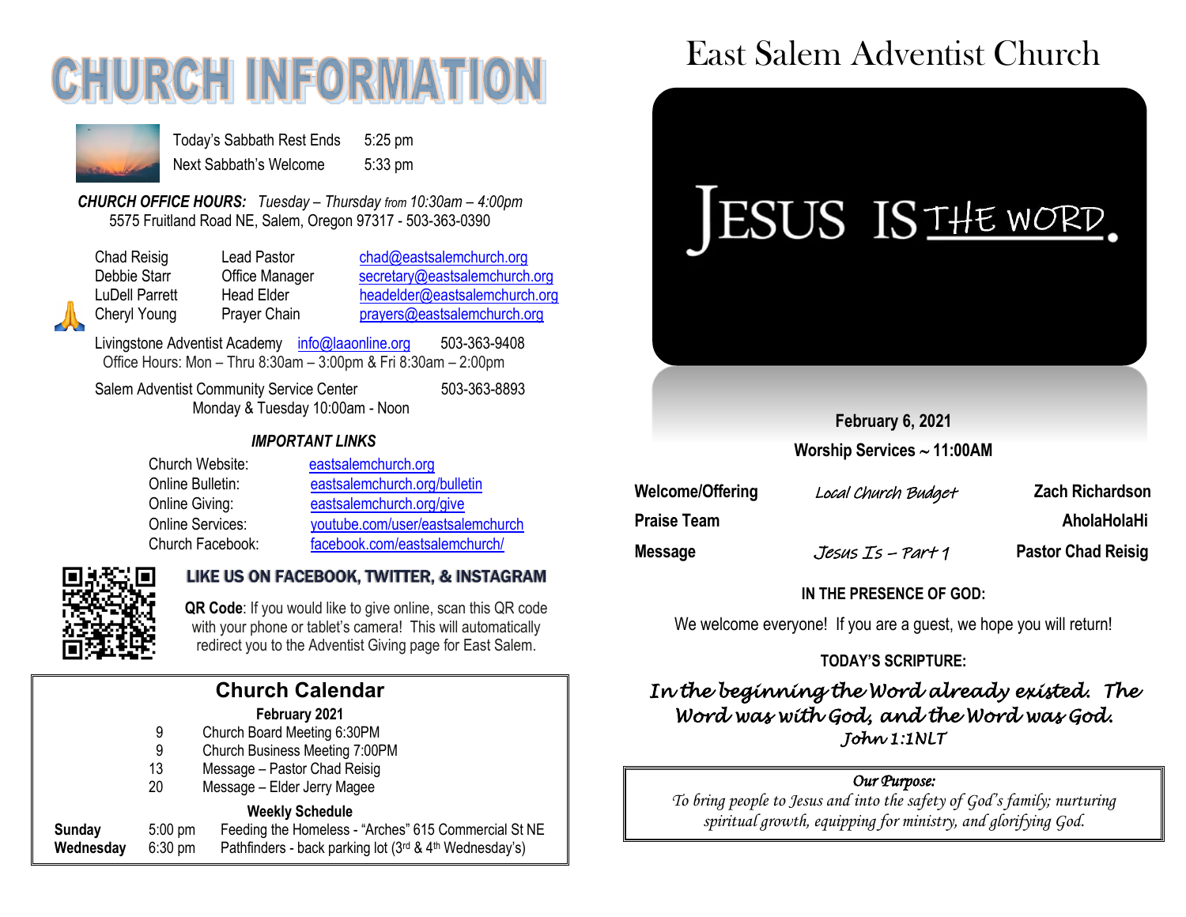# CHURCH INFORMATION

| | |
|---|---|
| Today's Sabbath Rest Ends | 5:25 pm |
| Next Sabbath's Welcome | 5:33 pm |

***CHURCH OFFICE HOURS:*** *Tuesday – Thursday from 10:30am – 4:00pm*
5575 Fruitland Road NE, Salem, Oregon 97317 - 503-363-0390

| | | |
|---|---|---|
| Chad Reisig | Lead Pastor | chad@eastsalemchurch.org |
| Debbie Starr | Office Manager | secretary@eastsalemchurch.org |
| LuDell Parrett | Head Elder | headelder@eastsalemchurch.org |
| Cheryl Young | Prayer Chain | prayers@eastsalemchurch.org |

Livingstone Adventist Academy info@laaonline.org 503-363-9408
Office Hours: Mon – Thru 8:30am – 3:00pm & Fri 8:30am – 2:00pm

Salem Adventist Community Service Center 503-363-8893
Monday & Tuesday 10:00am - Noon

***IMPORTANT LINKS***

| | |
|---|---|
| Church Website: | eastsalemchurch.org |
| Online Bulletin: | eastsalemchurch.org/bulletin |
| Online Giving: | eastsalemchurch.org/give |
| Online Services: | youtube.com/user/eastsalemchurch |
| Church Facebook: | facebook.com/eastsalemchurch/ |

**LIKE US ON FACEBOOK, TWITTER, & INSTAGRAM**

**QR Code**: If you would like to give online, scan this QR code with your phone or tablet's camera! This will automatically redirect you to the Adventist Giving page for East Salem.

## Church Calendar

**February 2021**

| | |
|---|---|
| 9 | Church Board Meeting 6:30PM |
| 9 | Church Business Meeting 7:00PM |
| 13 | Message – Pastor Chad Reisig |
| 20 | Message – Elder Jerry Magee |

**Weekly Schedule**

| | | |
|---|---|---|
| **Sunday** | 5:00 pm | Feeding the Homeless - "Arches" 615 Commercial St NE |
| **Wednesday** | 6:30 pm | Pathfinders - back parking lot (3rd & 4th Wednesday's) |

# East Salem Adventist Church

JESUS IS THE WORD.

**February 6, 2021**
**Worship Services ~ 11:00AM**

| | | |
|---|---|---|
| **Welcome/Offering** | *Local Church Budget* | **Zach Richardson** |
| **Praise Team** | | **AholaHolaHi** |
| **Message** | *Jesus Is – Part 1* | **Pastor Chad Reisig** |

**IN THE PRESENCE OF GOD:**

We welcome everyone! If you are a guest, we hope you will return!

**TODAY'S SCRIPTURE:**

*In the beginning the Word already existed. The Word was with God, and the Word was God.*
*John 1:1NLT*

***Our Purpose:***
*To bring people to Jesus and into the safety of God's family; nurturing spiritual growth, equipping for ministry, and glorifying God.*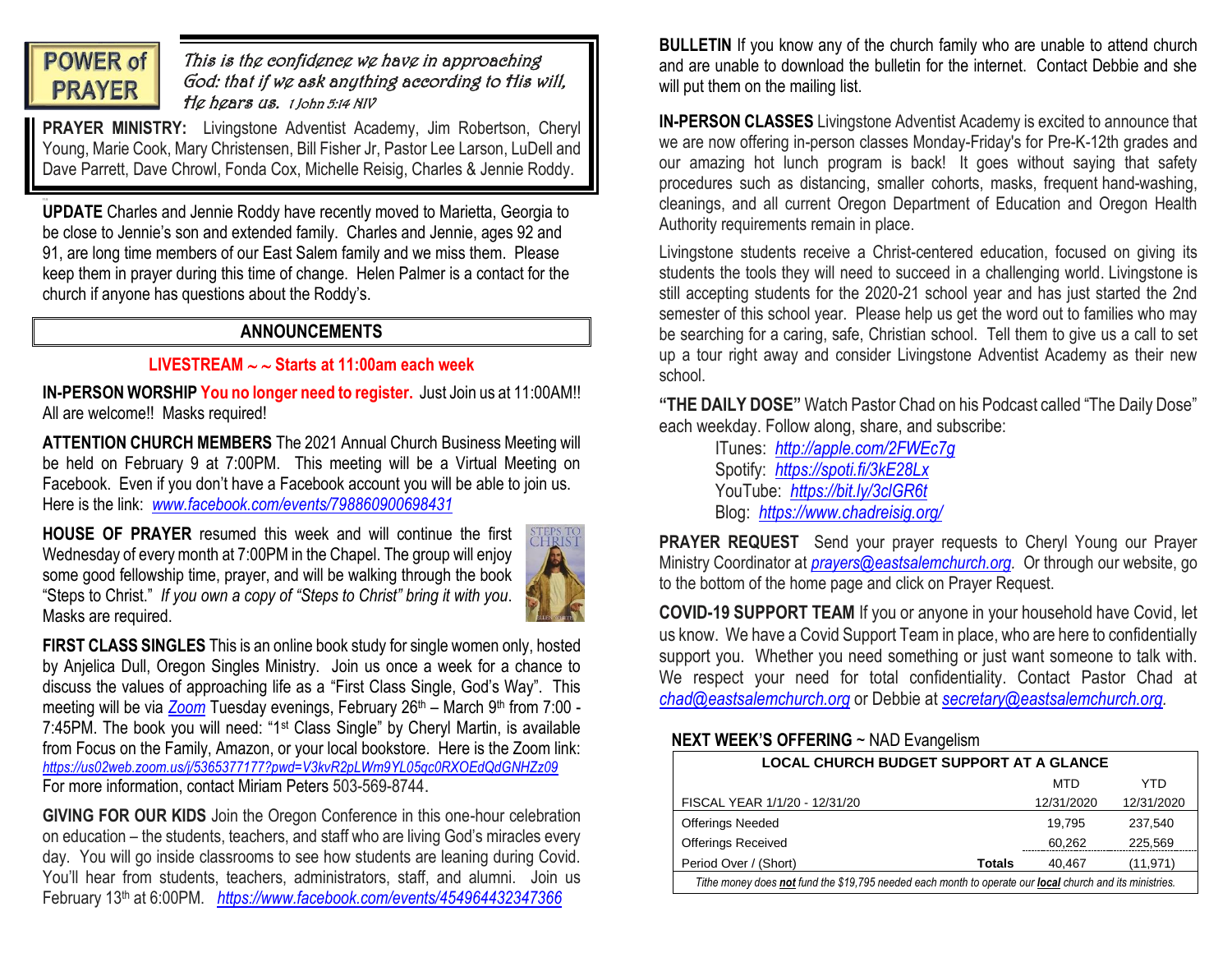**POWER of PRAYER**

*This is the confidence we have in approaching God: that if we ask anything according to His will, He hears us.* *1 John 5:14 NIV*

**PRAYER MINISTRY:** Livingstone Adventist Academy, Jim Robertson, Cheryl Young, Marie Cook, Mary Christensen, Bill Fisher Jr, Pastor Lee Larson, LuDell and Dave Parrett, Dave Chrowl, Fonda Cox, Michelle Reisig, Charles & Jennie Roddy.

**UPDATE** Charles and Jennie Roddy have recently moved to Marietta, Georgia to be close to Jennie's son and extended family. Charles and Jennie, ages 92 and 91, are long time members of our East Salem family and we miss them. Please keep them in prayer during this time of change. Helen Palmer is a contact for the church if anyone has questions about the Roddy's.

## ANNOUNCEMENTS

**LIVESTREAM ~ ~ Starts at 11:00am each week**

**IN-PERSON WORSHIP You no longer need to register.** Just Join us at 11:00AM!! All are welcome!! Masks required!

**ATTENTION CHURCH MEMBERS** The 2021 Annual Church Business Meeting will be held on February 9 at 7:00PM. This meeting will be a Virtual Meeting on Facebook. Even if you don't have a Facebook account you will be able to join us. Here is the link: *www.facebook.com/events/798860900698431*

**HOUSE OF PRAYER** resumed this week and will continue the first Wednesday of every month at 7:00PM in the Chapel. The group will enjoy some good fellowship time, prayer, and will be walking through the book "Steps to Christ." *If you own a copy of "Steps to Christ" bring it with you*. Masks are required.

**FIRST CLASS SINGLES** This is an online book study for single women only, hosted by Anjelica Dull, Oregon Singles Ministry. Join us once a week for a chance to discuss the values of approaching life as a "First Class Single, God's Way". This meeting will be via *Zoom* Tuesday evenings, February 26th – March 9th from 7:00 - 7:45PM. The book you will need: "1st Class Single" by Cheryl Martin, is available from Focus on the Family, Amazon, or your local bookstore. Here is the Zoom link: *https://us02web.zoom.us/j/5365377177?pwd=V3kvR2pLWm9YL05qc0RXOEdQdGNHZz09*
For more information, contact Miriam Peters 503-569-8744.

**GIVING FOR OUR KIDS** Join the Oregon Conference in this one-hour celebration on education – the students, teachers, and staff who are living God's miracles every day. You will go inside classrooms to see how students are leaning during Covid. You'll hear from students, teachers, administrators, staff, and alumni. Join us February 13th at 6:00PM. *https://www.facebook.com/events/454964432347366*

**BULLETIN** If you know any of the church family who are unable to attend church and are unable to download the bulletin for the internet. Contact Debbie and she will put them on the mailing list.

**IN-PERSON CLASSES** Livingstone Adventist Academy is excited to announce that we are now offering in-person classes Monday-Friday's for Pre-K-12th grades and our amazing hot lunch program is back! It goes without saying that safety procedures such as distancing, smaller cohorts, masks, frequent hand-washing, cleanings, and all current Oregon Department of Education and Oregon Health Authority requirements remain in place.

Livingstone students receive a Christ-centered education, focused on giving its students the tools they will need to succeed in a challenging world. Livingstone is still accepting students for the 2020-21 school year and has just started the 2nd semester of this school year. Please help us get the word out to families who may be searching for a caring, safe, Christian school. Tell them to give us a call to set up a tour right away and consider Livingstone Adventist Academy as their new school.

**"THE DAILY DOSE"** Watch Pastor Chad on his Podcast called "The Daily Dose" each weekday. Follow along, share, and subscribe:

- ITunes: *http://apple.com/2FWEc7g*
- Spotify: *https://spoti.fi/3kE28Lx*
- YouTube: *https://bit.ly/3clGR6t*
- Blog: *https://www.chadreisig.org/*

**PRAYER REQUEST** Send your prayer requests to Cheryl Young our Prayer Ministry Coordinator at *prayers@eastsalemchurch.org*. Or through our website, go to the bottom of the home page and click on Prayer Request.

**COVID-19 SUPPORT TEAM** If you or anyone in your household have Covid, let us know. We have a Covid Support Team in place, who are here to confidentially support you. Whether you need something or just want someone to talk with. We respect your need for total confidentiality. Contact Pastor Chad at *chad@eastsalemchurch.org* or Debbie at *secretary@eastsalemchurch.org*.

**NEXT WEEK'S OFFERING** ~ NAD Evangelism

| LOCAL CHURCH BUDGET SUPPORT AT A GLANCE | | MTD | YTD |
|---|---|---|---|
| FISCAL YEAR 1/1/20 - 12/31/20 | | 12/31/2020 | 12/31/2020 |
| Offerings Needed | | 19,795 | 237,540 |
| Offerings Received | | 60,262 | 225,569 |
| Period Over / (Short) | **Totals** | 40,467 | (11,971) |

*Tithe money does **not** fund the $19,795 needed each month to operate our **local** church and its ministries.*